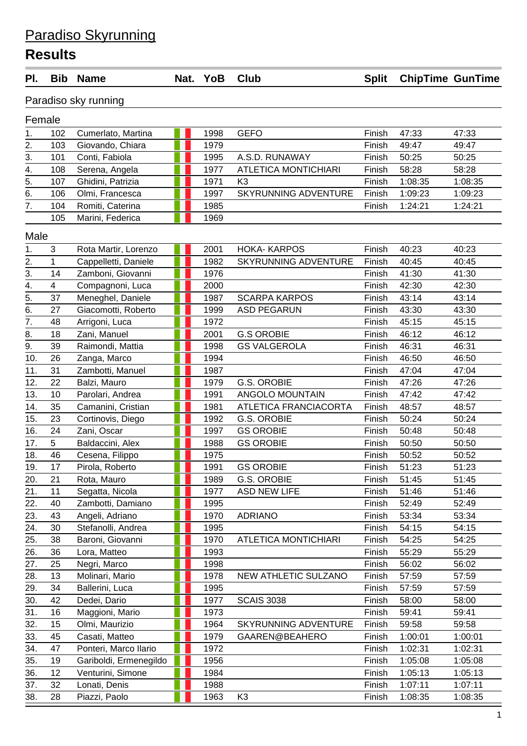# Paradiso Skyrunning

## Results

| Pl. | Bib | Name | Nat. | YoB | Club | Split | ChipTime | GunTime |
|---|---|---|---|---|---|---|---|---|
| **Paradiso sky running** | | | | | | | | |
| **Female** | | | | | | | | |
| 1. | 102 | Cumerlato, Martina | | 1998 | GEFO | Finish | 47:33 | 47:33 |
| 2. | 103 | Giovando, Chiara | | 1979 | | Finish | 49:47 | 49:47 |
| 3. | 101 | Conti, Fabiola | | 1995 | A.S.D. RUNAWAY | Finish | 50:25 | 50:25 |
| 4. | 108 | Serena, Angela | | 1977 | ATLETICA MONTICHIARI | Finish | 58:28 | 58:28 |
| 5. | 107 | Ghidini, Patrizia | | 1971 | K3 | Finish | 1:08:35 | 1:08:35 |
| 6. | 106 | Olmi, Francesca | | 1997 | SKYRUNNING ADVENTURE | Finish | 1:09:23 | 1:09:23 |
| 7. | 104 | Romiti, Caterina | | 1985 | | Finish | 1:24:21 | 1:24:21 |
| | 105 | Marini, Federica | | 1969 | | | | |
| **Male** | | | | | | | | |
| 1. | 3 | Rota Martir, Lorenzo | | 2001 | HOKA- KARPOS | Finish | 40:23 | 40:23 |
| 2. | 1 | Cappelletti, Daniele | | 1982 | SKYRUNNING ADVENTURE | Finish | 40:45 | 40:45 |
| 3. | 14 | Zamboni, Giovanni | | 1976 | | Finish | 41:30 | 41:30 |
| 4. | 4 | Compagnoni, Luca | | 2000 | | Finish | 42:30 | 42:30 |
| 5. | 37 | Meneghel, Daniele | | 1987 | SCARPA KARPOS | Finish | 43:14 | 43:14 |
| 6. | 27 | Giacomotti, Roberto | | 1999 | ASD PEGARUN | Finish | 43:30 | 43:30 |
| 7. | 48 | Arrigoni, Luca | | 1972 | | Finish | 45:15 | 45:15 |
| 8. | 18 | Zani, Manuel | | 2001 | G.S OROBIE | Finish | 46:12 | 46:12 |
| 9. | 39 | Raimondi, Mattia | | 1998 | GS VALGEROLA | Finish | 46:31 | 46:31 |
| 10. | 26 | Zanga, Marco | | 1994 | | Finish | 46:50 | 46:50 |
| 11. | 31 | Zambotti, Manuel | | 1987 | | Finish | 47:04 | 47:04 |
| 12. | 22 | Balzi, Mauro | | 1979 | G.S. OROBIE | Finish | 47:26 | 47:26 |
| 13. | 10 | Parolari, Andrea | | 1991 | ANGOLO MOUNTAIN | Finish | 47:42 | 47:42 |
| 14. | 35 | Camanini, Cristian | | 1981 | ATLETICA FRANCIACORTA | Finish | 48:57 | 48:57 |
| 15. | 23 | Cortinovis, Diego | | 1992 | G.S. OROBIE | Finish | 50:24 | 50:24 |
| 16. | 24 | Zani, Oscar | | 1997 | GS OROBIE | Finish | 50:48 | 50:48 |
| 17. | 5 | Baldaccini, Alex | | 1988 | GS OROBIE | Finish | 50:50 | 50:50 |
| 18. | 46 | Cesena, Filippo | | 1975 | | Finish | 50:52 | 50:52 |
| 19. | 17 | Pirola, Roberto | | 1991 | GS OROBIE | Finish | 51:23 | 51:23 |
| 20. | 21 | Rota, Mauro | | 1989 | G.S. OROBIE | Finish | 51:45 | 51:45 |
| 21. | 11 | Segatta, Nicola | | 1977 | ASD NEW LIFE | Finish | 51:46 | 51:46 |
| 22. | 40 | Zambotti, Damiano | | 1995 | | Finish | 52:49 | 52:49 |
| 23. | 43 | Angeli, Adriano | | 1970 | ADRIANO | Finish | 53:34 | 53:34 |
| 24. | 30 | Stefanolli, Andrea | | 1995 | | Finish | 54:15 | 54:15 |
| 25. | 38 | Baroni, Giovanni | | 1970 | ATLETICA MONTICHIARI | Finish | 54:25 | 54:25 |
| 26. | 36 | Lora, Matteo | | 1993 | | Finish | 55:29 | 55:29 |
| 27. | 25 | Negri, Marco | | 1998 | | Finish | 56:02 | 56:02 |
| 28. | 13 | Molinari, Mario | | 1978 | NEW ATHLETIC SULZANO | Finish | 57:59 | 57:59 |
| 29. | 34 | Ballerini, Luca | | 1995 | | Finish | 57:59 | 57:59 |
| 30. | 42 | Dedei, Dario | | 1977 | SCAIS 3038 | Finish | 58:00 | 58:00 |
| 31. | 16 | Maggioni, Mario | | 1973 | | Finish | 59:41 | 59:41 |
| 32. | 15 | Olmi, Maurizio | | 1964 | SKYRUNNING ADVENTURE | Finish | 59:58 | 59:58 |
| 33. | 45 | Casati, Matteo | | 1979 | GAAREN@BEAHERO | Finish | 1:00:01 | 1:00:01 |
| 34. | 47 | Ponteri, Marco Ilario | | 1972 | | Finish | 1:02:31 | 1:02:31 |
| 35. | 19 | Gariboldi, Ermenegildo | | 1956 | | Finish | 1:05:08 | 1:05:08 |
| 36. | 12 | Venturini, Simone | | 1984 | | Finish | 1:05:13 | 1:05:13 |
| 37. | 32 | Lonati, Denis | | 1988 | | Finish | 1:07:11 | 1:07:11 |
| 38. | 28 | Piazzi, Paolo | | 1963 | K3 | Finish | 1:08:35 | 1:08:35 |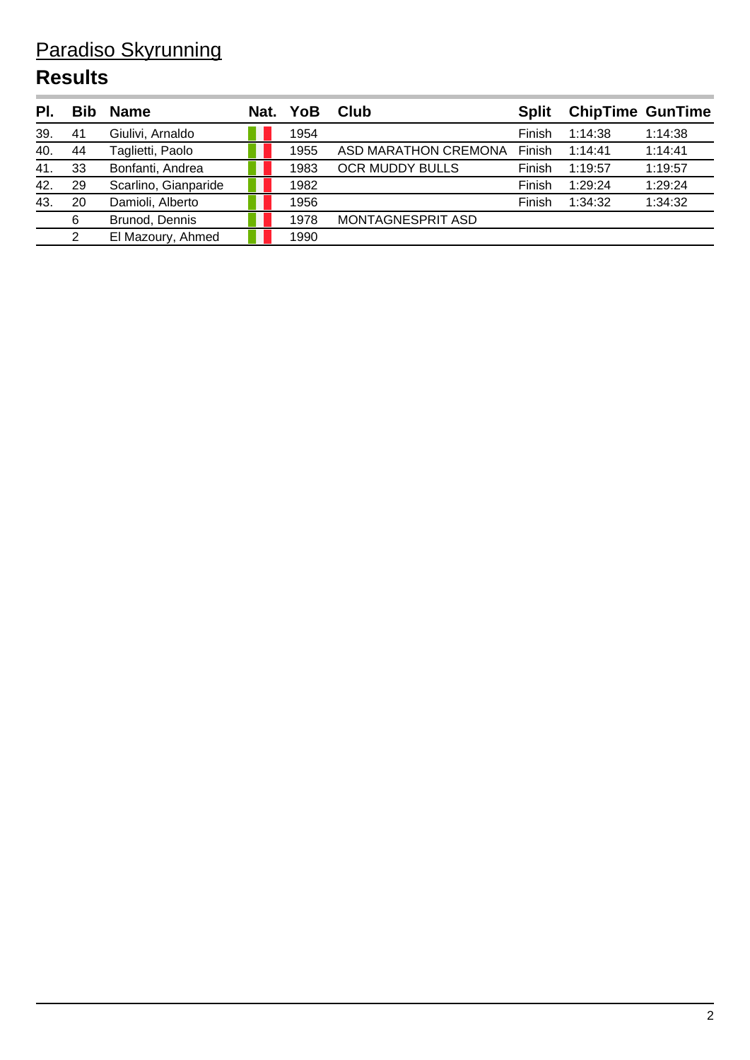# Paradiso Skyrunning

## Results

| Pl. | Bib | Name | Nat. | YoB | Club | Split | ChipTime | GunTime |
|---|---|---|---|---|---|---|---|---|
| 39. | 41 | Giulivi, Arnaldo | | 1954 | | Finish | 1:14:38 | 1:14:38 |
| 40. | 44 | Taglietti, Paolo | | 1955 | ASD MARATHON CREMONA | Finish | 1:14:41 | 1:14:41 |
| 41. | 33 | Bonfanti, Andrea | | 1983 | OCR MUDDY BULLS | Finish | 1:19:57 | 1:19:57 |
| 42. | 29 | Scarlino, Gianparide | | 1982 | | Finish | 1:29:24 | 1:29:24 |
| 43. | 20 | Damioli, Alberto | | 1956 | | Finish | 1:34:32 | 1:34:32 |
| | 6 | Brunod, Dennis | | 1978 | MONTAGNESPRIT ASD | | | |
| | 2 | El Mazoury, Ahmed | | 1990 | | | | |